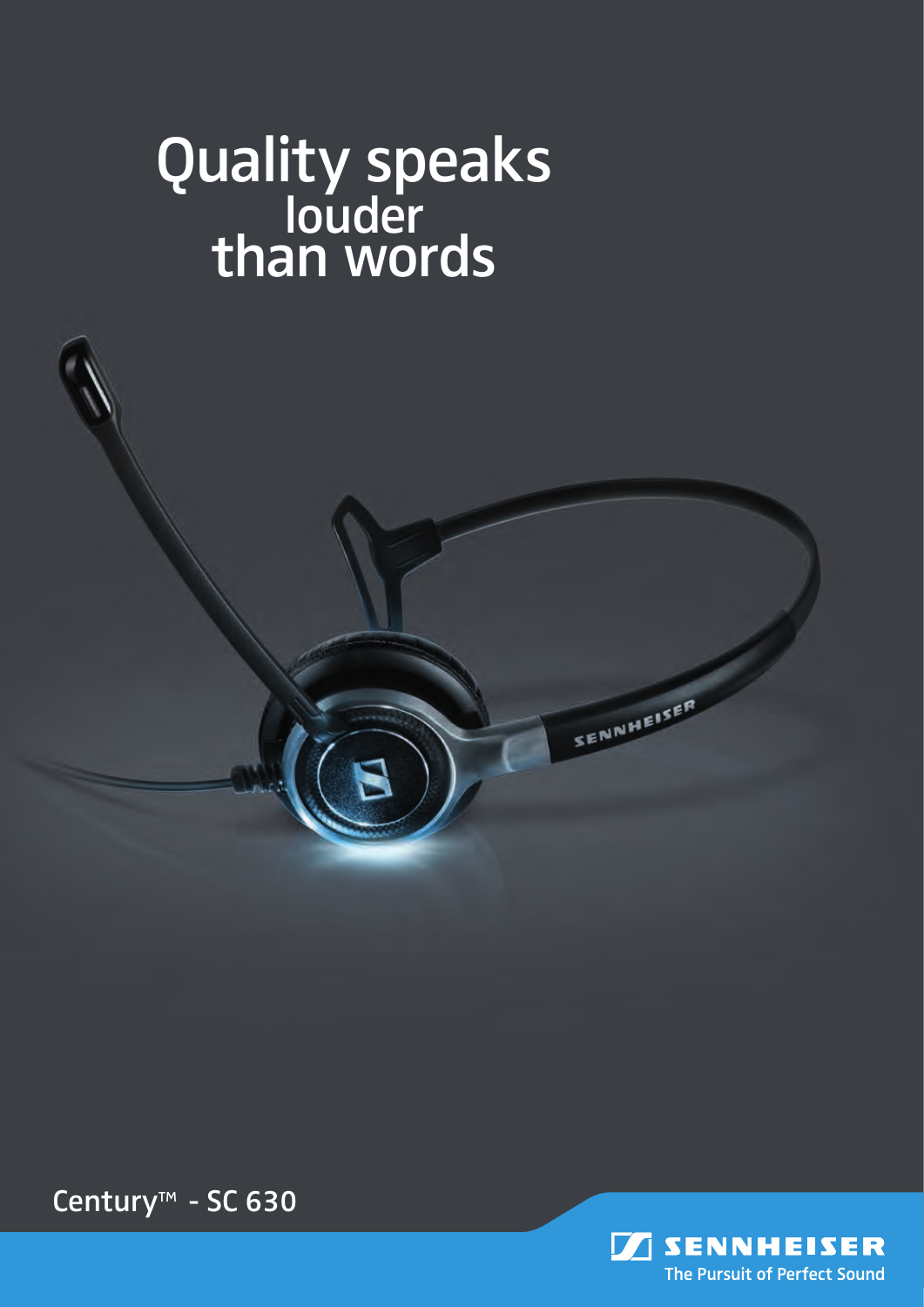# Quality speaks louder than words

Century™ - SC 630

SENNHEISER
The Pursuit of Perfect Sound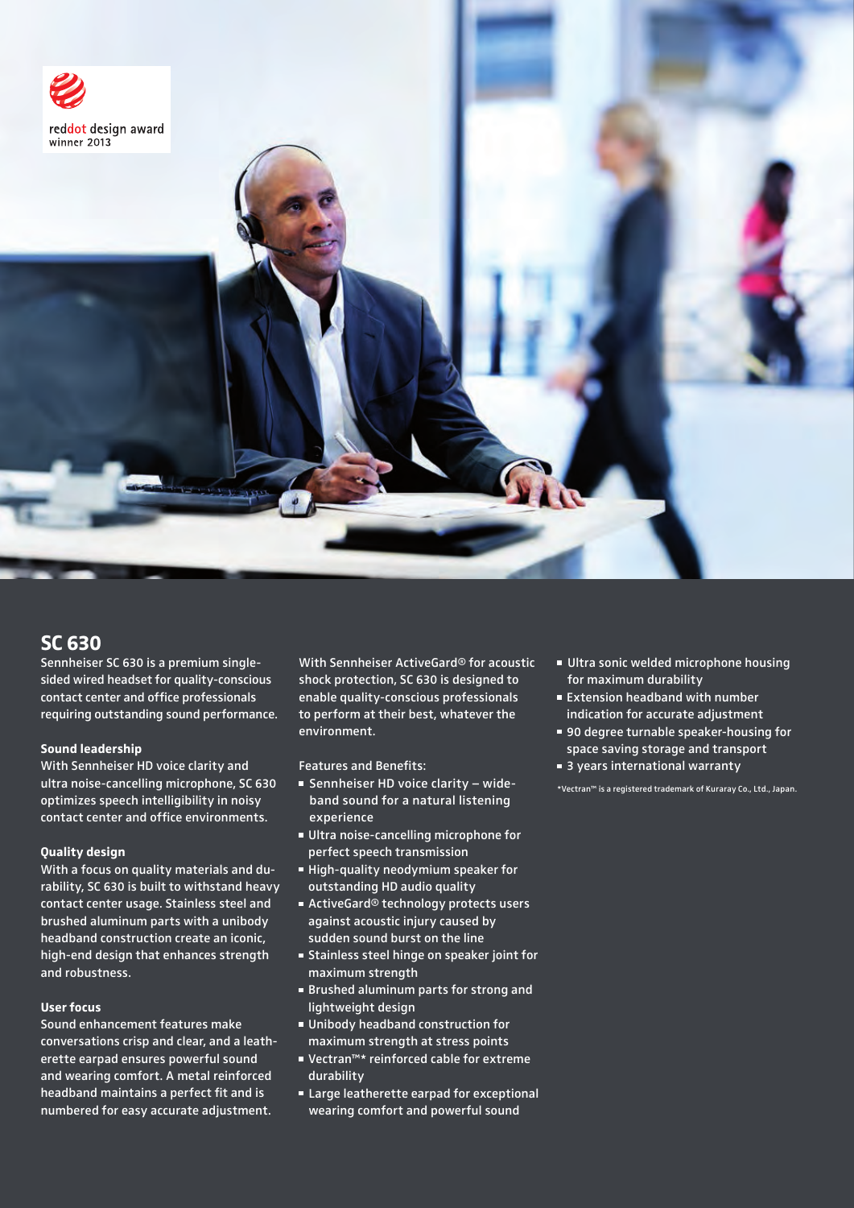reddot design award
winner 2013

## SC 630

Sennheiser SC 630 is a premium single-sided wired headset for quality-conscious contact center and office professionals requiring outstanding sound performance.

### Sound leadership

With Sennheiser HD voice clarity and ultra noise-cancelling microphone, SC 630 optimizes speech intelligibility in noisy contact center and office environments.

### Quality design

With a focus on quality materials and durability, SC 630 is built to withstand heavy contact center usage. Stainless steel and brushed aluminum parts with a unibody headband construction create an iconic, high-end design that enhances strength and robustness.

### User focus

Sound enhancement features make conversations crisp and clear, and a leatherette earpad ensures powerful sound and wearing comfort. A metal reinforced headband maintains a perfect fit and is numbered for easy accurate adjustment.

With Sennheiser ActiveGard® for acoustic shock protection, SC 630 is designed to enable quality-conscious professionals to perform at their best, whatever the environment.

Features and Benefits:

- Sennheiser HD voice clarity – wide-band sound for a natural listening experience
- Ultra noise-cancelling microphone for perfect speech transmission
- High-quality neodymium speaker for outstanding HD audio quality
- ActiveGard® technology protects users against acoustic injury caused by sudden sound burst on the line
- Stainless steel hinge on speaker joint for maximum strength
- Brushed aluminum parts for strong and lightweight design
- Unibody headband construction for maximum strength at stress points
- Vectran™* reinforced cable for extreme durability
- Large leatherette earpad for exceptional wearing comfort and powerful sound
- Ultra sonic welded microphone housing for maximum durability
- Extension headband with number indication for accurate adjustment
- 90 degree turnable speaker-housing for space saving storage and transport
- 3 years international warranty

*Vectran™ is a registered trademark of Kuraray Co., Ltd., Japan.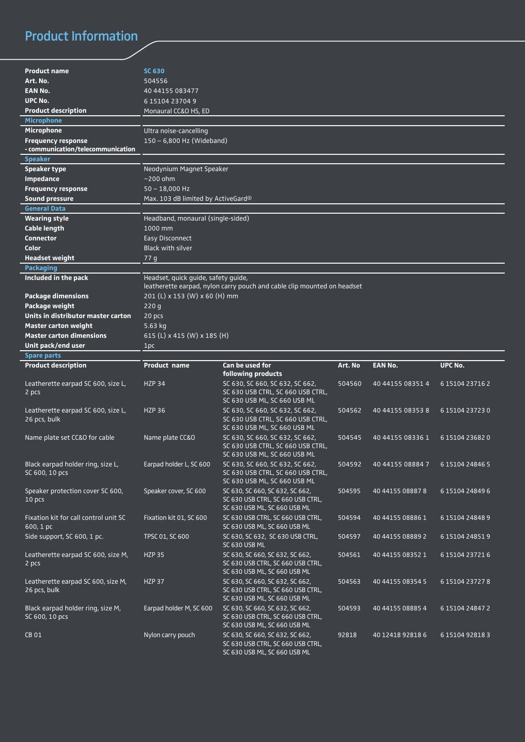# Product Information

| | |
|---|---|
| **Product name** | **SC 630** |
| **Art. No.** | 504556 |
| **EAN No.** | 40 44155 083477 |
| **UPC No.** | 6 15104 23704 9 |
| **Product description** | Monaural CC&O HS, ED |
| **Microphone** | |
| **Microphone** | Ultra noise-cancelling |
| **Frequency response - communication/telecommunication** | 150 – 6,800 Hz (Wideband) |
| **Speaker** | |
| **Speaker type** | Neodymium Magnet Speaker |
| **Impedance** | ~200 ohm |
| **Frequency response** | 50 – 18,000 Hz |
| **Sound pressure** | Max. 103 dB limited by ActiveGard® |
| **General Data** | |
| **Wearing style** | Headband, monaural (single-sided) |
| **Cable length** | 1000 mm |
| **Connector** | Easy Disconnect |
| **Color** | Black with silver |
| **Headset weight** | 77 g |
| **Packaging** | |
| **Included in the pack** | Headset, quick guide, safety guide, leatherette earpad, nylon carry pouch and cable clip mounted on headset |
| **Package dimensions** | 201 (L) x 153 (W) x 60 (H) mm |
| **Package weight** | 220 g |
| **Units in distributor master carton** | 20 pcs |
| **Master carton weight** | 5.63 kg |
| **Master carton dimensions** | 615 (L) x 415 (W) x 185 (H) |
| **Unit pack/end user** | 1pc |

## Spare parts

| Product description | Product name | Can be used for following products | Art. No | EAN No. | UPC No. |
|---|---|---|---|---|---|
| Leatherette earpad SC 600, size L, 2 pcs | HZP 34 | SC 630, SC 660, SC 632, SC 662, SC 630 USB CTRL, SC 660 USB CTRL, SC 630 USB ML, SC 660 USB ML | 504560 | 40 44155 08351 4 | 6 15104 23716 2 |
| Leatherette earpad SC 600, size L, 26 pcs, bulk | HZP 36 | SC 630, SC 660, SC 632, SC 662, SC 630 USB CTRL, SC 660 USB CTRL, SC 630 USB ML, SC 660 USB ML | 504562 | 40 44155 08353 8 | 6 15104 23723 0 |
| Name plate set CC&O for cable | Name plate CC&O | SC 630, SC 660, SC 632, SC 662, SC 630 USB CTRL, SC 660 USB CTRL, SC 630 USB ML, SC 660 USB ML | 504545 | 40 44155 08336 1 | 6 15104 23682 0 |
| Black earpad holder ring, size L, SC 600, 10 pcs | Earpad holder L, SC 600 | SC 630, SC 660, SC 632, SC 662, SC 630 USB CTRL, SC 660 USB CTRL, SC 630 USB ML, SC 660 USB ML | 504592 | 40 44155 08884 7 | 6 15104 24846 5 |
| Speaker protection cover SC 600, 10 pcs | Speaker cover, SC 600 | SC 630, SC 660, SC 632, SC 662, SC 630 USB CTRL, SC 660 USB CTRL, SC 630 USB ML, SC 660 USB ML | 504595 | 40 44155 08887 8 | 6 15104 24849 6 |
| Fixation kit for call control unit SC 600, 1 pc | Fixation kit 01, SC 600 | SC 630 USB CTRL, SC 660 USB CTRL, SC 630 USB ML, SC 660 USB ML | 504594 | 40 44155 08886 1 | 6 15104 24848 9 |
| Side support, SC 600, 1 pc. | TPSC 01, SC 600 | SC 630, SC 632, SC 630 USB CTRL, SC 630 USB ML | 504597 | 40 44155 08889 2 | 6 15104 24851 9 |
| Leatherette earpad SC 600, size M, 2 pcs | HZP 35 | SC 630, SC 660, SC 632, SC 662, SC 630 USB CTRL, SC 660 USB CTRL, SC 630 USB ML, SC 660 USB ML | 504561 | 40 44155 08352 1 | 6 15104 23721 6 |
| Leatherette earpad SC 600, size M, 26 pcs, bulk | HZP 37 | SC 630, SC 660, SC 632, SC 662, SC 630 USB CTRL, SC 660 USB CTRL, SC 630 USB ML, SC 660 USB ML | 504563 | 40 44155 08354 5 | 6 15104 23727 8 |
| Black earpad holder ring, size M, SC 600, 10 pcs | Earpad holder M, SC 600 | SC 630, SC 660, SC 632, SC 662, SC 630 USB CTRL, SC 660 USB CTRL, SC 630 USB ML, SC 660 USB ML | 504593 | 40 44155 08885 4 | 6 15104 24847 2 |
| CB 01 | Nylon carry pouch | SC 630, SC 660, SC 632, SC 662, SC 630 USB CTRL, SC 660 USB CTRL, SC 630 USB ML, SC 660 USB ML | 92818 | 40 12418 92818 6 | 6 15104 92818 3 |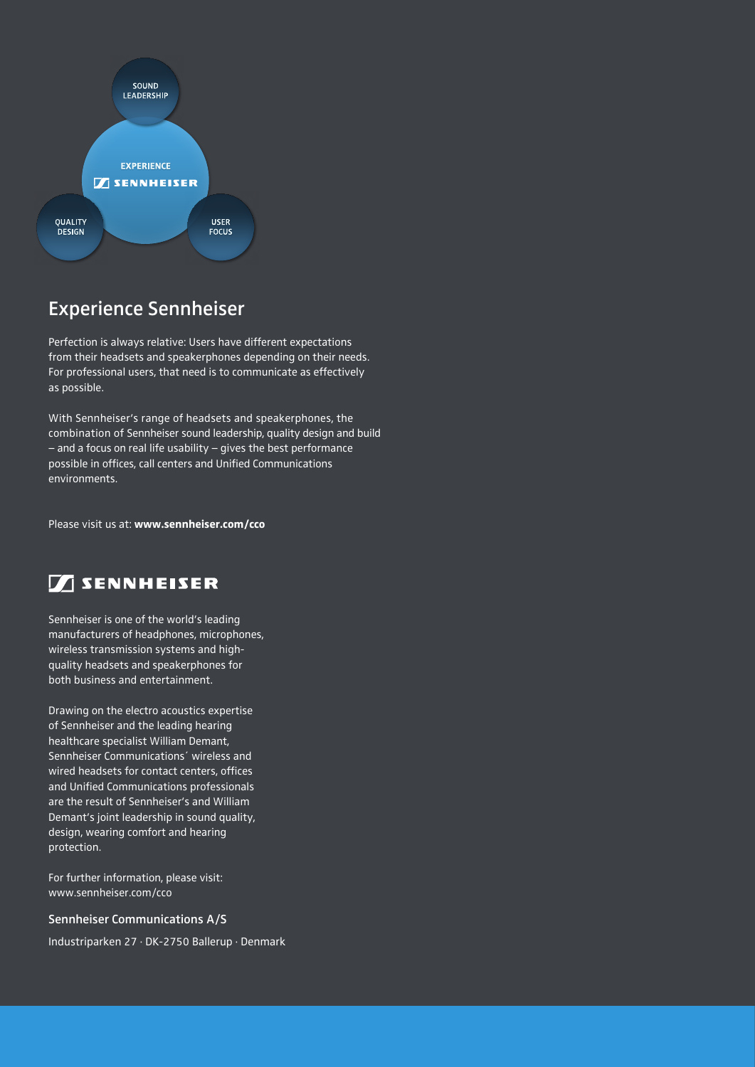SOUND LEADERSHIP

EXPERIENCE SENNHEISER

QUALITY DESIGN

USER FOCUS

## Experience Sennheiser

Perfection is always relative: Users have different expectations from their headsets and speakerphones depending on their needs. For professional users, that need is to communicate as effectively as possible.

With Sennheiser's range of headsets and speakerphones, the combination of Sennheiser sound leadership, quality design and build – and a focus on real life usability – gives the best performance possible in offices, call centers and Unified Communications environments.

Please visit us at: **www.sennheiser.com/cco**

**SENNHEISER**

Sennheiser is one of the world's leading manufacturers of headphones, microphones, wireless transmission systems and high-quality headsets and speakerphones for both business and entertainment.

Drawing on the electro acoustics expertise of Sennheiser and the leading hearing healthcare specialist William Demant, Sennheiser Communications´ wireless and wired headsets for contact centers, offices and Unified Communications professionals are the result of Sennheiser's and William Demant's joint leadership in sound quality, design, wearing comfort and hearing protection.

For further information, please visit:
www.sennheiser.com/cco

**Sennheiser Communications A/S**

Industriparken 27 · DK-2750 Ballerup · Denmark